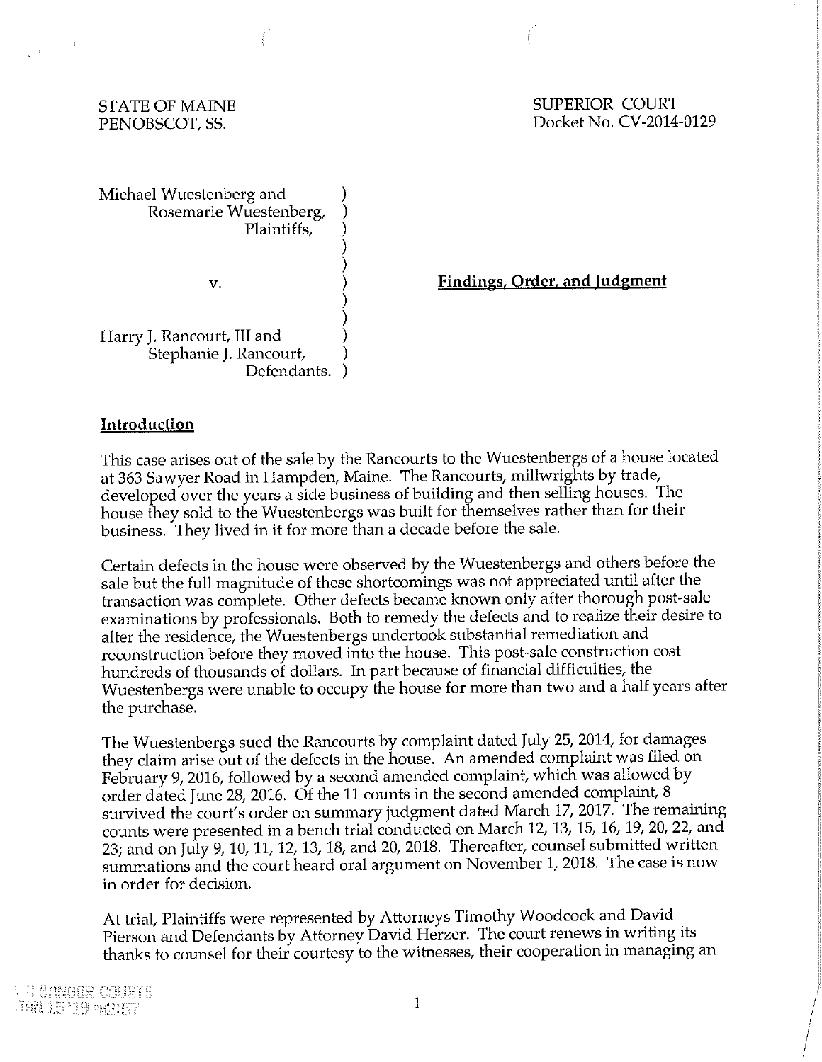STATE OF MAINE
PENOBSCOT, SS.

SUPERIOR COURT
Docket No. CV-2014-0129

Michael Wuestenberg and
Rosemarie Wuestenberg,
Plaintiffs,

v.

Harry J. Rancourt, III and
Stephanie J. Rancourt,
Defendants.

**Findings, Order, and Judgment**

## Introduction

This case arises out of the sale by the Rancourts to the Wuestenbergs of a house located at 363 Sawyer Road in Hampden, Maine. The Rancourts, millwrights by trade, developed over the years a side business of building and then selling houses. The house they sold to the Wuestenbergs was built for themselves rather than for their business. They lived in it for more than a decade before the sale.

Certain defects in the house were observed by the Wuestenbergs and others before the sale but the full magnitude of these shortcomings was not appreciated until after the transaction was complete. Other defects became known only after thorough post-sale examinations by professionals. Both to remedy the defects and to realize their desire to alter the residence, the Wuestenbergs undertook substantial remediation and reconstruction before they moved into the house. This post-sale construction cost hundreds of thousands of dollars. In part because of financial difficulties, the Wuestenbergs were unable to occupy the house for more than two and a half years after the purchase.

The Wuestenbergs sued the Rancourts by complaint dated July 25, 2014, for damages they claim arise out of the defects in the house. An amended complaint was filed on February 9, 2016, followed by a second amended complaint, which was allowed by order dated June 28, 2016. Of the 11 counts in the second amended complaint, 8 survived the court's order on summary judgment dated March 17, 2017. The remaining counts were presented in a bench trial conducted on March 12, 13, 15, 16, 19, 20, 22, and 23; and on July 9, 10, 11, 12, 13, 18, and 20, 2018. Thereafter, counsel submitted written summations and the court heard oral argument on November 1, 2018. The case is now in order for decision.

At trial, Plaintiffs were represented by Attorneys Timothy Woodcock and David Pierson and Defendants by Attorney David Herzer. The court renews in writing its thanks to counsel for their courtesy to the witnesses, their cooperation in managing an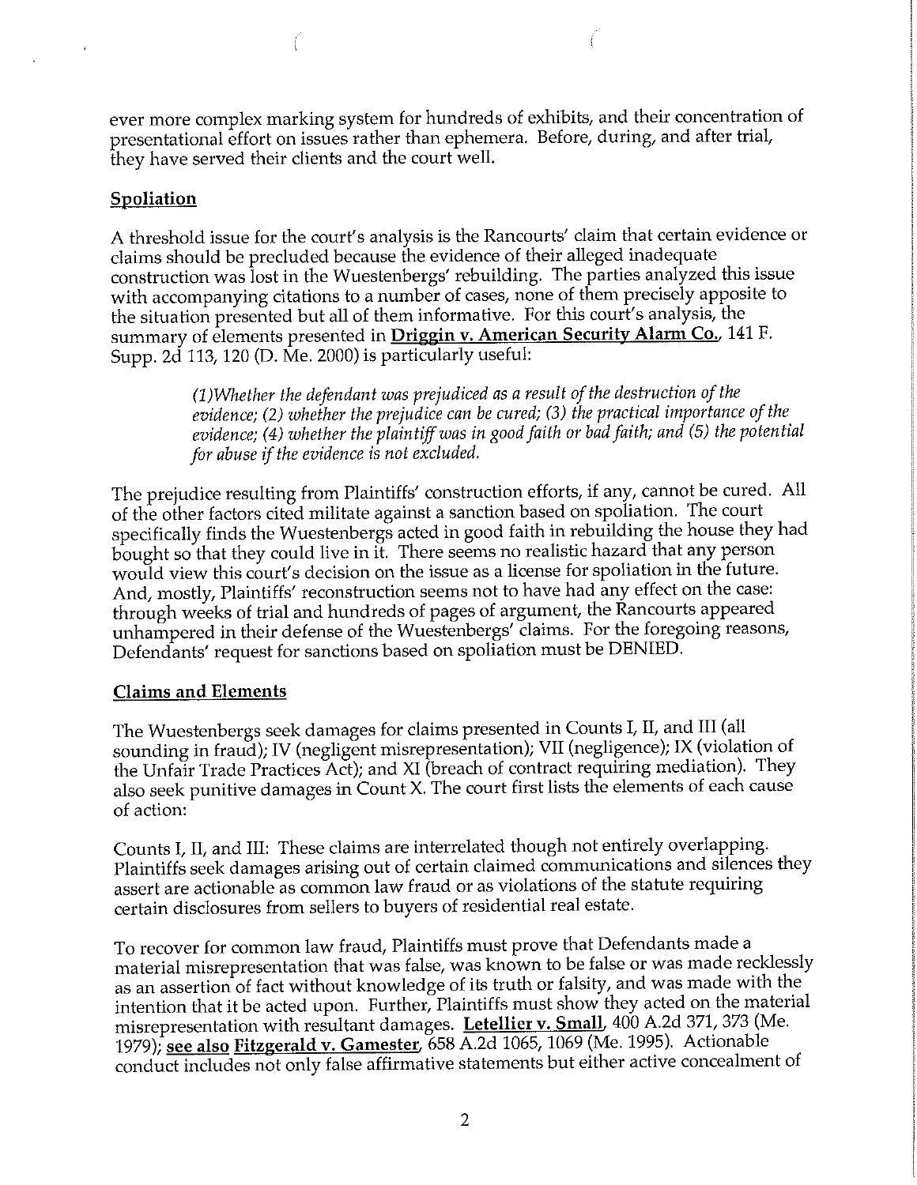ever more complex marking system for hundreds of exhibits, and their concentration of presentational effort on issues rather than ephemera. Before, during, and after trial, they have served their clients and the court well.

## Spoliation

A threshold issue for the court's analysis is the Rancourts' claim that certain evidence or claims should be precluded because the evidence of their alleged inadequate construction was lost in the Wuestenbergs' rebuilding. The parties analyzed this issue with accompanying citations to a number of cases, none of them precisely apposite to the situation presented but all of them informative. For this court's analysis, the summary of elements presented in **Driggin v. American Security Alarm Co.**, 141 F. Supp. 2d 113, 120 (D. Me. 2000) is particularly useful:

> *(1)Whether the defendant was prejudiced as a result of the destruction of the evidence; (2) whether the prejudice can be cured; (3) the practical importance of the evidence; (4) whether the plaintiff was in good faith or bad faith; and (5) the potential for abuse if the evidence is not excluded.*

The prejudice resulting from Plaintiffs' construction efforts, if any, cannot be cured. All of the other factors cited militate against a sanction based on spoliation. The court specifically finds the Wuestenbergs acted in good faith in rebuilding the house they had bought so that they could live in it. There seems no realistic hazard that any person would view this court's decision on the issue as a license for spoliation in the future. And, mostly, Plaintiffs' reconstruction seems not to have had any effect on the case: through weeks of trial and hundreds of pages of argument, the Rancourts appeared unhampered in their defense of the Wuestenbergs' claims. For the foregoing reasons, Defendants' request for sanctions based on spoliation must be DENIED.

## Claims and Elements

The Wuestenbergs seek damages for claims presented in Counts I, II, and III (all sounding in fraud); IV (negligent misrepresentation); VII (negligence); IX (violation of the Unfair Trade Practices Act); and XI (breach of contract requiring mediation). They also seek punitive damages in Count X. The court first lists the elements of each cause of action:

Counts I, II, and III: These claims are interrelated though not entirely overlapping. Plaintiffs seek damages arising out of certain claimed communications and silences they assert are actionable as common law fraud or as violations of the statute requiring certain disclosures from sellers to buyers of residential real estate.

To recover for common law fraud, Plaintiffs must prove that Defendants made a material misrepresentation that was false, was known to be false or was made recklessly as an assertion of fact without knowledge of its truth or falsity, and was made with the intention that it be acted upon. Further, Plaintiffs must show they acted on the material misrepresentation with resultant damages. **Letellier v. Small**, 400 A.2d 371, 373 (Me. 1979); **see also Fitzgerald v. Gamester**, 658 A.2d 1065, 1069 (Me. 1995). Actionable conduct includes not only false affirmative statements but either active concealment of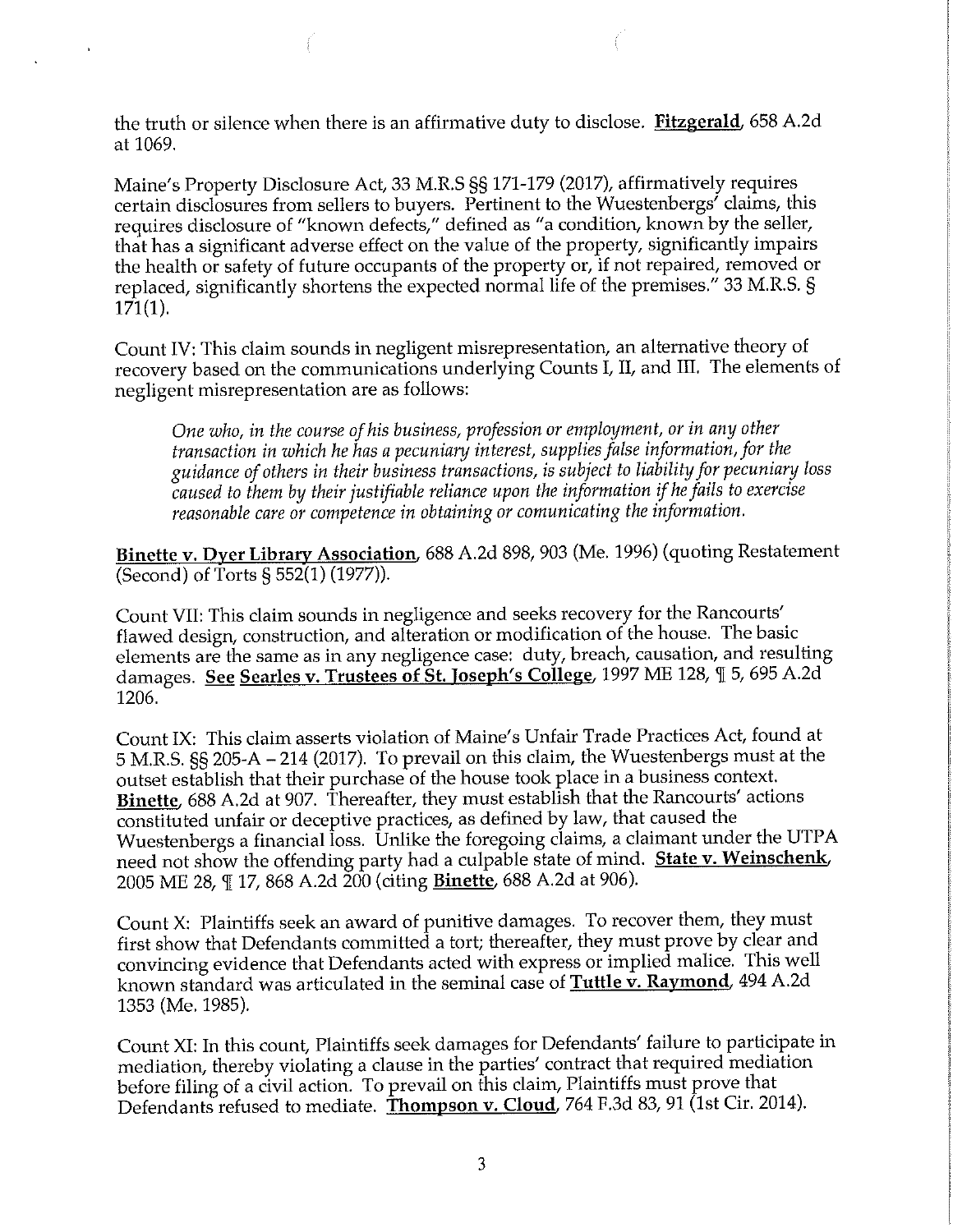the truth or silence when there is an affirmative duty to disclose. **Fitzgerald**, 658 A.2d at 1069.

Maine's Property Disclosure Act, 33 M.R.S §§ 171-179 (2017), affirmatively requires certain disclosures from sellers to buyers. Pertinent to the Wuestenbergs' claims, this requires disclosure of "known defects," defined as "a condition, known by the seller, that has a significant adverse effect on the value of the property, significantly impairs the health or safety of future occupants of the property or, if not repaired, removed or replaced, significantly shortens the expected normal life of the premises." 33 M.R.S. § 171(1).

Count IV: This claim sounds in negligent misrepresentation, an alternative theory of recovery based on the communications underlying Counts I, II, and III. The elements of negligent misrepresentation are as follows:

> *One who, in the course of his business, profession or employment, or in any other transaction in which he has a pecuniary interest, supplies false information, for the guidance of others in their business transactions, is subject to liability for pecuniary loss caused to them by their justifiable reliance upon the information if he fails to exercise reasonable care or competence in obtaining or comunicating the information.*

**Binette v. Dyer Library Association**, 688 A.2d 898, 903 (Me. 1996) (quoting Restatement (Second) of Torts § 552(1) (1977)).

Count VII: This claim sounds in negligence and seeks recovery for the Rancourts' flawed design, construction, and alteration or modification of the house. The basic elements are the same as in any negligence case: duty, breach, causation, and resulting damages. **See Searles v. Trustees of St. Joseph's College**, 1997 ME 128, ¶ 5, 695 A.2d 1206.

Count IX: This claim asserts violation of Maine's Unfair Trade Practices Act, found at 5 M.R.S. §§ 205-A – 214 (2017). To prevail on this claim, the Wuestenbergs must at the outset establish that their purchase of the house took place in a business context. **Binette**, 688 A.2d at 907. Thereafter, they must establish that the Rancourts' actions constituted unfair or deceptive practices, as defined by law, that caused the Wuestenbergs a financial loss. Unlike the foregoing claims, a claimant under the UTPA need not show the offending party had a culpable state of mind. **State v. Weinschenk**, 2005 ME 28, ¶ 17, 868 A.2d 200 (citing **Binette**, 688 A.2d at 906).

Count X: Plaintiffs seek an award of punitive damages. To recover them, they must first show that Defendants committed a tort; thereafter, they must prove by clear and convincing evidence that Defendants acted with express or implied malice. This well known standard was articulated in the seminal case of **Tuttle v. Raymond**, 494 A.2d 1353 (Me. 1985).

Count XI: In this count, Plaintiffs seek damages for Defendants' failure to participate in mediation, thereby violating a clause in the parties' contract that required mediation before filing of a civil action. To prevail on this claim, Plaintiffs must prove that Defendants refused to mediate. **Thompson v. Cloud**, 764 F.3d 83, 91 (1st Cir. 2014).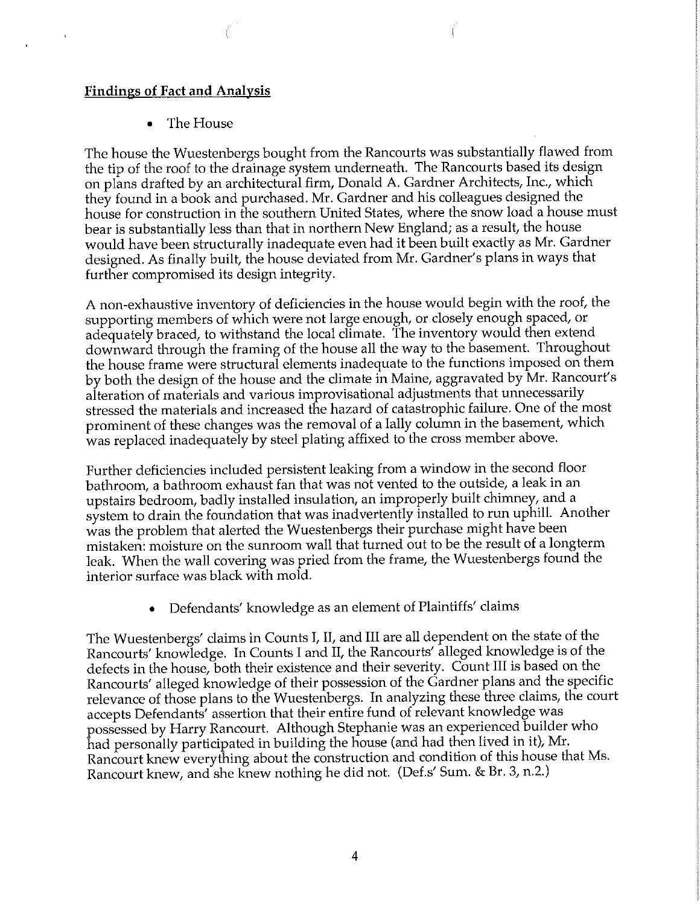**Findings of Fact and Analysis**

- The House

The house the Wuestenbergs bought from the Rancourts was substantially flawed from the tip of the roof to the drainage system underneath. The Rancourts based its design on plans drafted by an architectural firm, Donald A. Gardner Architects, Inc., which they found in a book and purchased. Mr. Gardner and his colleagues designed the house for construction in the southern United States, where the snow load a house must bear is substantially less than that in northern New England; as a result, the house would have been structurally inadequate even had it been built exactly as Mr. Gardner designed. As finally built, the house deviated from Mr. Gardner's plans in ways that further compromised its design integrity.

A non-exhaustive inventory of deficiencies in the house would begin with the roof, the supporting members of which were not large enough, or closely enough spaced, or adequately braced, to withstand the local climate. The inventory would then extend downward through the framing of the house all the way to the basement. Throughout the house frame were structural elements inadequate to the functions imposed on them by both the design of the house and the climate in Maine, aggravated by Mr. Rancourt's alteration of materials and various improvisational adjustments that unnecessarily stressed the materials and increased the hazard of catastrophic failure. One of the most prominent of these changes was the removal of a lally column in the basement, which was replaced inadequately by steel plating affixed to the cross member above.

Further deficiencies included persistent leaking from a window in the second floor bathroom, a bathroom exhaust fan that was not vented to the outside, a leak in an upstairs bedroom, badly installed insulation, an improperly built chimney, and a system to drain the foundation that was inadvertently installed to run uphill. Another was the problem that alerted the Wuestenbergs their purchase might have been mistaken: moisture on the sunroom wall that turned out to be the result of a longterm leak. When the wall covering was pried from the frame, the Wuestenbergs found the interior surface was black with mold.

- Defendants' knowledge as an element of Plaintiffs' claims

The Wuestenbergs' claims in Counts I, II, and III are all dependent on the state of the Rancourts' knowledge. In Counts I and II, the Rancourts' alleged knowledge is of the defects in the house, both their existence and their severity. Count III is based on the Rancourts' alleged knowledge of their possession of the Gardner plans and the specific relevance of those plans to the Wuestenbergs. In analyzing these three claims, the court accepts Defendants' assertion that their entire fund of relevant knowledge was possessed by Harry Rancourt. Although Stephanie was an experienced builder who had personally participated in building the house (and had then lived in it), Mr. Rancourt knew everything about the construction and condition of this house that Ms. Rancourt knew, and she knew nothing he did not. (Def.s' Sum. & Br. 3, n.2.)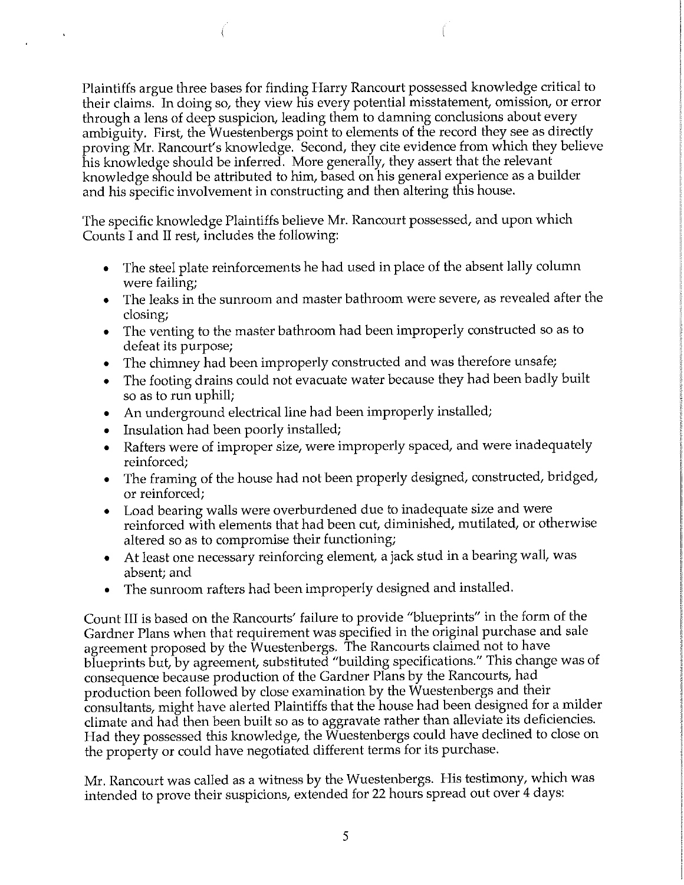Plaintiffs argue three bases for finding Harry Rancourt possessed knowledge critical to their claims. In doing so, they view his every potential misstatement, omission, or error through a lens of deep suspicion, leading them to damning conclusions about every ambiguity. First, the Wuestenbergs point to elements of the record they see as directly proving Mr. Rancourt's knowledge. Second, they cite evidence from which they believe his knowledge should be inferred. More generally, they assert that the relevant knowledge should be attributed to him, based on his general experience as a builder and his specific involvement in constructing and then altering this house.

The specific knowledge Plaintiffs believe Mr. Rancourt possessed, and upon which Counts I and II rest, includes the following:

- The steel plate reinforcements he had used in place of the absent lally column were failing;
- The leaks in the sunroom and master bathroom were severe, as revealed after the closing;
- The venting to the master bathroom had been improperly constructed so as to defeat its purpose;
- The chimney had been improperly constructed and was therefore unsafe;
- The footing drains could not evacuate water because they had been badly built so as to run uphill;
- An underground electrical line had been improperly installed;
- Insulation had been poorly installed;
- Rafters were of improper size, were improperly spaced, and were inadequately reinforced;
- The framing of the house had not been properly designed, constructed, bridged, or reinforced;
- Load bearing walls were overburdened due to inadequate size and were reinforced with elements that had been cut, diminished, mutilated, or otherwise altered so as to compromise their functioning;
- At least one necessary reinforcing element, a jack stud in a bearing wall, was absent; and
- The sunroom rafters had been improperly designed and installed.

Count III is based on the Rancourts' failure to provide "blueprints" in the form of the Gardner Plans when that requirement was specified in the original purchase and sale agreement proposed by the Wuestenbergs. The Rancourts claimed not to have blueprints but, by agreement, substituted "building specifications." This change was of consequence because production of the Gardner Plans by the Rancourts, had production been followed by close examination by the Wuestenbergs and their consultants, might have alerted Plaintiffs that the house had been designed for a milder climate and had then been built so as to aggravate rather than alleviate its deficiencies. Had they possessed this knowledge, the Wuestenbergs could have declined to close on the property or could have negotiated different terms for its purchase.

Mr. Rancourt was called as a witness by the Wuestenbergs. His testimony, which was intended to prove their suspicions, extended for 22 hours spread out over 4 days: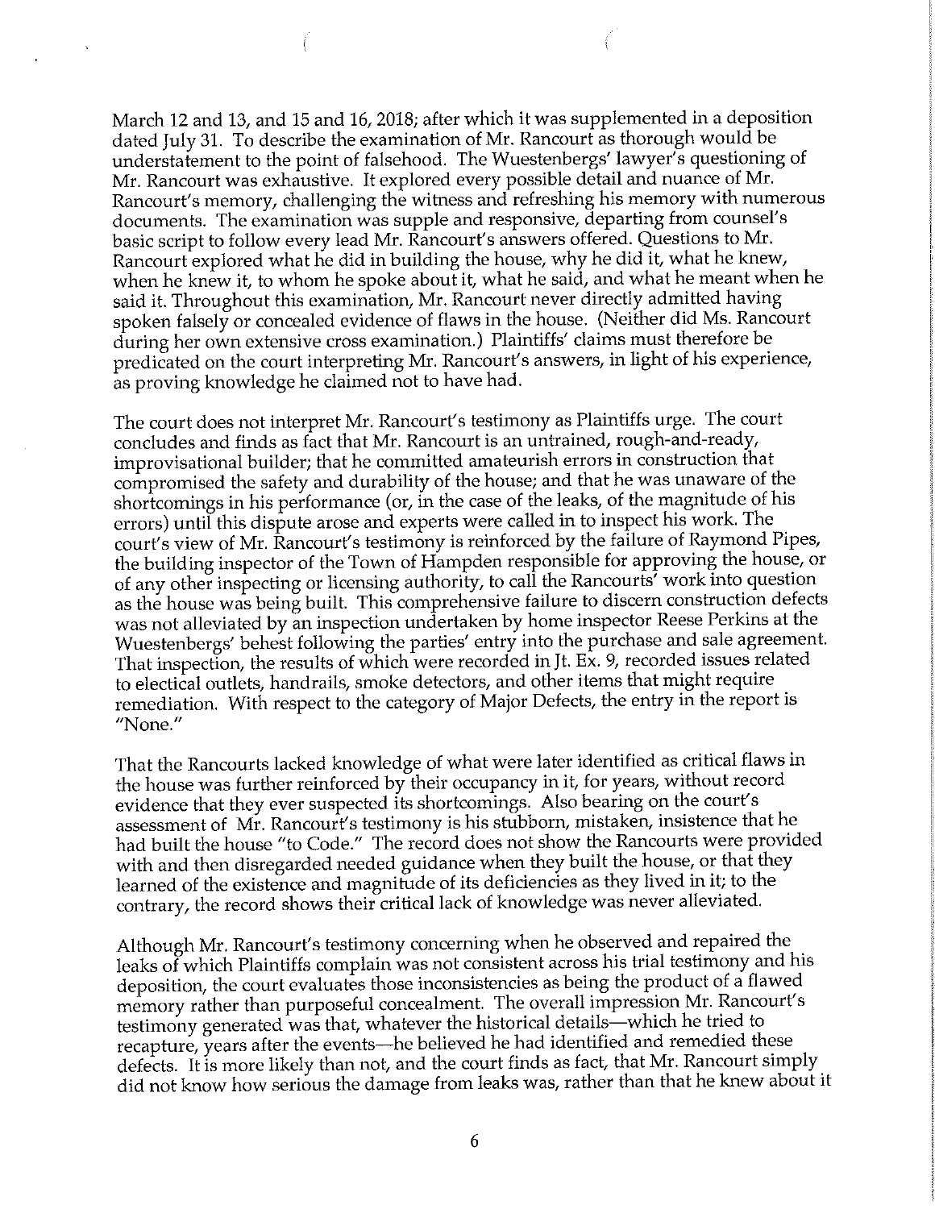March 12 and 13, and 15 and 16, 2018; after which it was supplemented in a deposition dated July 31. To describe the examination of Mr. Rancourt as thorough would be understatement to the point of falsehood. The Wuestenbergs' lawyer's questioning of Mr. Rancourt was exhaustive. It explored every possible detail and nuance of Mr. Rancourt's memory, challenging the witness and refreshing his memory with numerous documents. The examination was supple and responsive, departing from counsel's basic script to follow every lead Mr. Rancourt's answers offered. Questions to Mr. Rancourt explored what he did in building the house, why he did it, what he knew, when he knew it, to whom he spoke about it, what he said, and what he meant when he said it. Throughout this examination, Mr. Rancourt never directly admitted having spoken falsely or concealed evidence of flaws in the house. (Neither did Ms. Rancourt during her own extensive cross examination.) Plaintiffs' claims must therefore be predicated on the court interpreting Mr. Rancourt's answers, in light of his experience, as proving knowledge he claimed not to have had.

The court does not interpret Mr. Rancourt's testimony as Plaintiffs urge. The court concludes and finds as fact that Mr. Rancourt is an untrained, rough-and-ready, improvisational builder; that he committed amateurish errors in construction that compromised the safety and durability of the house; and that he was unaware of the shortcomings in his performance (or, in the case of the leaks, of the magnitude of his errors) until this dispute arose and experts were called in to inspect his work. The court's view of Mr. Rancourt's testimony is reinforced by the failure of Raymond Pipes, the building inspector of the Town of Hampden responsible for approving the house, or of any other inspecting or licensing authority, to call the Rancourts' work into question as the house was being built. This comprehensive failure to discern construction defects was not alleviated by an inspection undertaken by home inspector Reese Perkins at the Wuestenbergs' behest following the parties' entry into the purchase and sale agreement. That inspection, the results of which were recorded in Jt. Ex. 9, recorded issues related to electical outlets, handrails, smoke detectors, and other items that might require remediation. With respect to the category of Major Defects, the entry in the report is "None."

That the Rancourts lacked knowledge of what were later identified as critical flaws in the house was further reinforced by their occupancy in it, for years, without record evidence that they ever suspected its shortcomings. Also bearing on the court's assessment of Mr. Rancourt's testimony is his stubborn, mistaken, insistence that he had built the house "to Code." The record does not show the Rancourts were provided with and then disregarded needed guidance when they built the house, or that they learned of the existence and magnitude of its deficiencies as they lived in it; to the contrary, the record shows their critical lack of knowledge was never alleviated.

Although Mr. Rancourt's testimony concerning when he observed and repaired the leaks of which Plaintiffs complain was not consistent across his trial testimony and his deposition, the court evaluates those inconsistencies as being the product of a flawed memory rather than purposeful concealment. The overall impression Mr. Rancourt's testimony generated was that, whatever the historical details—which he tried to recapture, years after the events—he believed he had identified and remedied these defects. It is more likely than not, and the court finds as fact, that Mr. Rancourt simply did not know how serious the damage from leaks was, rather than that he knew about it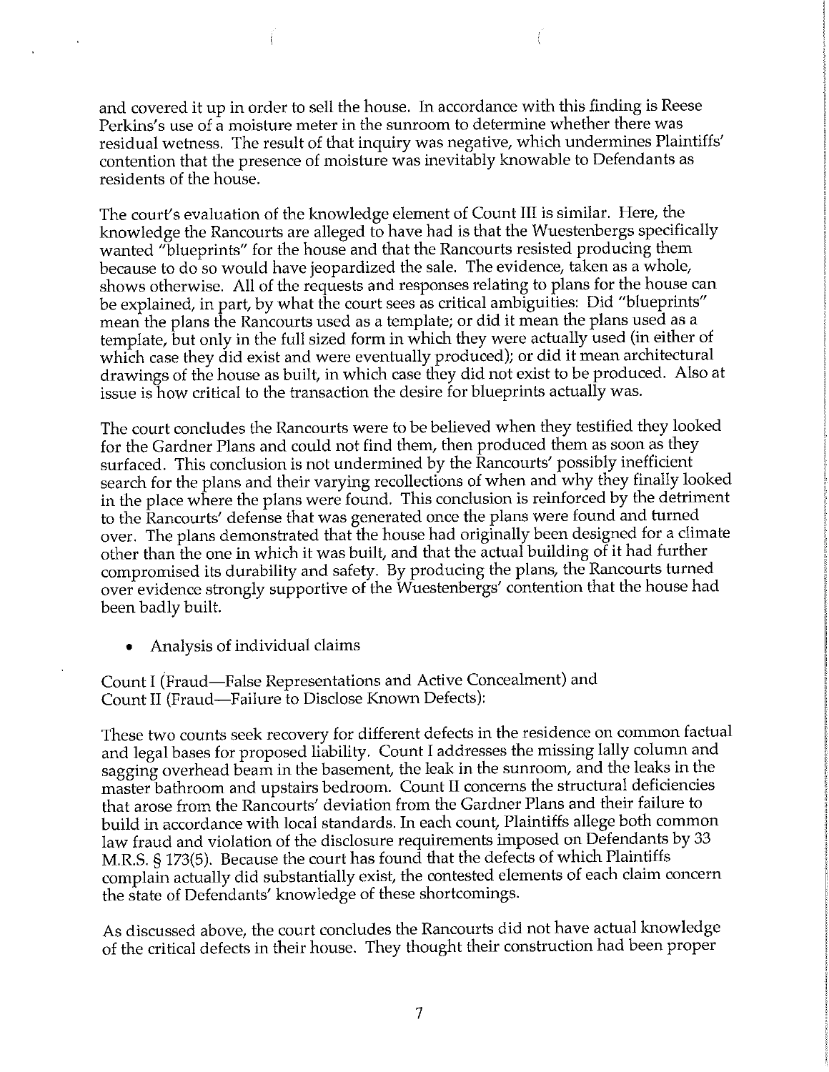and covered it up in order to sell the house. In accordance with this finding is Reese Perkins's use of a moisture meter in the sunroom to determine whether there was residual wetness. The result of that inquiry was negative, which undermines Plaintiffs' contention that the presence of moisture was inevitably knowable to Defendants as residents of the house.

The court's evaluation of the knowledge element of Count III is similar. Here, the knowledge the Rancourts are alleged to have had is that the Wuestenbergs specifically wanted "blueprints" for the house and that the Rancourts resisted producing them because to do so would have jeopardized the sale. The evidence, taken as a whole, shows otherwise. All of the requests and responses relating to plans for the house can be explained, in part, by what the court sees as critical ambiguities: Did "blueprints" mean the plans the Rancourts used as a template; or did it mean the plans used as a template, but only in the full sized form in which they were actually used (in either of which case they did exist and were eventually produced); or did it mean architectural drawings of the house as built, in which case they did not exist to be produced. Also at issue is how critical to the transaction the desire for blueprints actually was.

The court concludes the Rancourts were to be believed when they testified they looked for the Gardner Plans and could not find them, then produced them as soon as they surfaced. This conclusion is not undermined by the Rancourts' possibly inefficient search for the plans and their varying recollections of when and why they finally looked in the place where the plans were found. This conclusion is reinforced by the detriment to the Rancourts' defense that was generated once the plans were found and turned over. The plans demonstrated that the house had originally been designed for a climate other than the one in which it was built, and that the actual building of it had further compromised its durability and safety. By producing the plans, the Rancourts turned over evidence strongly supportive of the Wuestenbergs' contention that the house had been badly built.

- Analysis of individual claims

Count I (Fraud—False Representations and Active Concealment) and
Count II (Fraud—Failure to Disclose Known Defects):

These two counts seek recovery for different defects in the residence on common factual and legal bases for proposed liability. Count I addresses the missing lally column and sagging overhead beam in the basement, the leak in the sunroom, and the leaks in the master bathroom and upstairs bedroom. Count II concerns the structural deficiencies that arose from the Rancourts' deviation from the Gardner Plans and their failure to build in accordance with local standards. In each count, Plaintiffs allege both common law fraud and violation of the disclosure requirements imposed on Defendants by 33 M.R.S. § 173(5). Because the court has found that the defects of which Plaintiffs complain actually did substantially exist, the contested elements of each claim concern the state of Defendants' knowledge of these shortcomings.

As discussed above, the court concludes the Rancourts did not have actual knowledge of the critical defects in their house. They thought their construction had been proper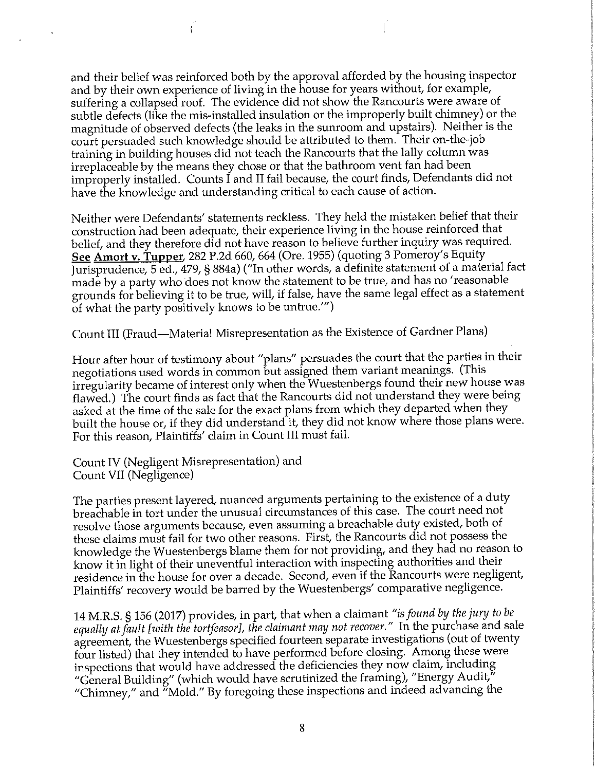and their belief was reinforced both by the approval afforded by the housing inspector and by their own experience of living in the house for years without, for example, suffering a collapsed roof. The evidence did not show the Rancourts were aware of subtle defects (like the mis-installed insulation or the improperly built chimney) or the magnitude of observed defects (the leaks in the sunroom and upstairs). Neither is the court persuaded such knowledge should be attributed to them. Their on-the-job training in building houses did not teach the Rancourts that the lally column was irreplaceable by the means they chose or that the bathroom vent fan had been improperly installed. Counts I and II fail because, the court finds, Defendants did not have the knowledge and understanding critical to each cause of action.

Neither were Defendants' statements reckless. They held the mistaken belief that their construction had been adequate, their experience living in the house reinforced that belief, and they therefore did not have reason to believe further inquiry was required. **See Amort v. Tupper**, 282 P.2d 660, 664 (Ore. 1955) (quoting 3 Pomeroy's Equity Jurisprudence, 5 ed., 479, § 884a) ("In other words, a definite statement of a material fact made by a party who does not know the statement to be true, and has no 'reasonable grounds for believing it to be true, will, if false, have the same legal effect as a statement of what the party positively knows to be untrue.'")

Count III (Fraud—Material Misrepresentation as the Existence of Gardner Plans)

Hour after hour of testimony about "plans" persuades the court that the parties in their negotiations used words in common but assigned them variant meanings. (This irregularity became of interest only when the Wuestenbergs found their new house was flawed.) The court finds as fact that the Rancourts did not understand they were being asked at the time of the sale for the exact plans from which they departed when they built the house or, if they did understand it, they did not know where those plans were. For this reason, Plaintiffs' claim in Count III must fail.

Count IV (Negligent Misrepresentation) and
Count VII (Negligence)

The parties present layered, nuanced arguments pertaining to the existence of a duty breachable in tort under the unusual circumstances of this case. The court need not resolve those arguments because, even assuming a breachable duty existed, both of these claims must fail for two other reasons. First, the Rancourts did not possess the knowledge the Wuestenbergs blame them for not providing, and they had no reason to know it in light of their uneventful interaction with inspecting authorities and their residence in the house for over a decade. Second, even if the Rancourts were negligent, Plaintiffs' recovery would be barred by the Wuestenbergs' comparative negligence.

14 M.R.S. § 156 (2017) provides, in part, that when a claimant *"is found by the jury to be equally at fault [with the tortfeasor], the claimant may not recover."* In the purchase and sale agreement, the Wuestenbergs specified fourteen separate investigations (out of twenty four listed) that they intended to have performed before closing. Among these were inspections that would have addressed the deficiencies they now claim, including "General Building" (which would have scrutinized the framing), "Energy Audit," "Chimney," and "Mold." By foregoing these inspections and indeed advancing the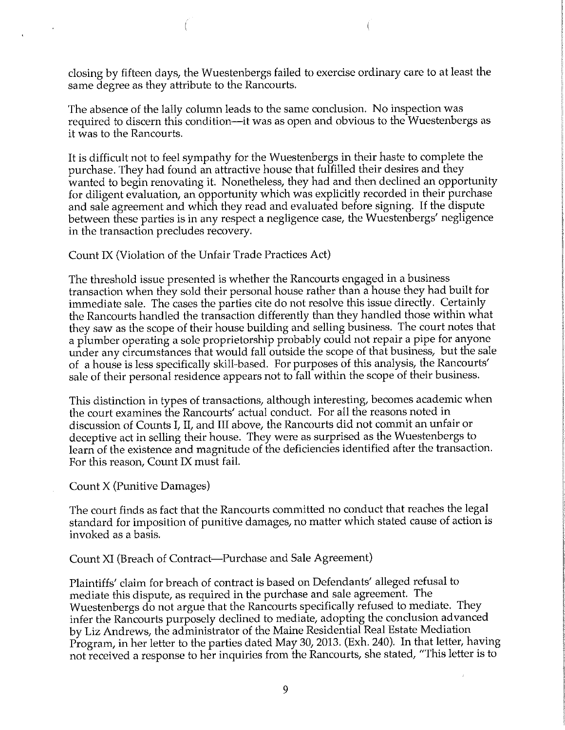closing by fifteen days, the Wuestenbergs failed to exercise ordinary care to at least the same degree as they attribute to the Rancourts.

The absence of the lally column leads to the same conclusion. No inspection was required to discern this condition—it was as open and obvious to the Wuestenbergs as it was to the Rancourts.

It is difficult not to feel sympathy for the Wuestenbergs in their haste to complete the purchase. They had found an attractive house that fulfilled their desires and they wanted to begin renovating it. Nonetheless, they had and then declined an opportunity for diligent evaluation, an opportunity which was explicitly recorded in their purchase and sale agreement and which they read and evaluated before signing. If the dispute between these parties is in any respect a negligence case, the Wuestenbergs' negligence in the transaction precludes recovery.

Count IX (Violation of the Unfair Trade Practices Act)

The threshold issue presented is whether the Rancourts engaged in a business transaction when they sold their personal house rather than a house they had built for immediate sale. The cases the parties cite do not resolve this issue directly. Certainly the Rancourts handled the transaction differently than they handled those within what they saw as the scope of their house building and selling business. The court notes that a plumber operating a sole proprietorship probably could not repair a pipe for anyone under any circumstances that would fall outside the scope of that business, but the sale of a house is less specifically skill-based. For purposes of this analysis, the Rancourts' sale of their personal residence appears not to fall within the scope of their business.

This distinction in types of transactions, although interesting, becomes academic when the court examines the Rancourts' actual conduct. For all the reasons noted in discussion of Counts I, II, and III above, the Rancourts did not commit an unfair or deceptive act in selling their house. They were as surprised as the Wuestenbergs to learn of the existence and magnitude of the deficiencies identified after the transaction. For this reason, Count IX must fail.

Count X (Punitive Damages)

The court finds as fact that the Rancourts committed no conduct that reaches the legal standard for imposition of punitive damages, no matter which stated cause of action is invoked as a basis.

Count XI (Breach of Contract—Purchase and Sale Agreement)

Plaintiffs' claim for breach of contract is based on Defendants' alleged refusal to mediate this dispute, as required in the purchase and sale agreement. The Wuestenbergs do not argue that the Rancourts specifically refused to mediate. They infer the Rancourts purposely declined to mediate, adopting the conclusion advanced by Liz Andrews, the administrator of the Maine Residential Real Estate Mediation Program, in her letter to the parties dated May 30, 2013. (Exh. 240). In that letter, having not received a response to her inquiries from the Rancourts, she stated, "This letter is to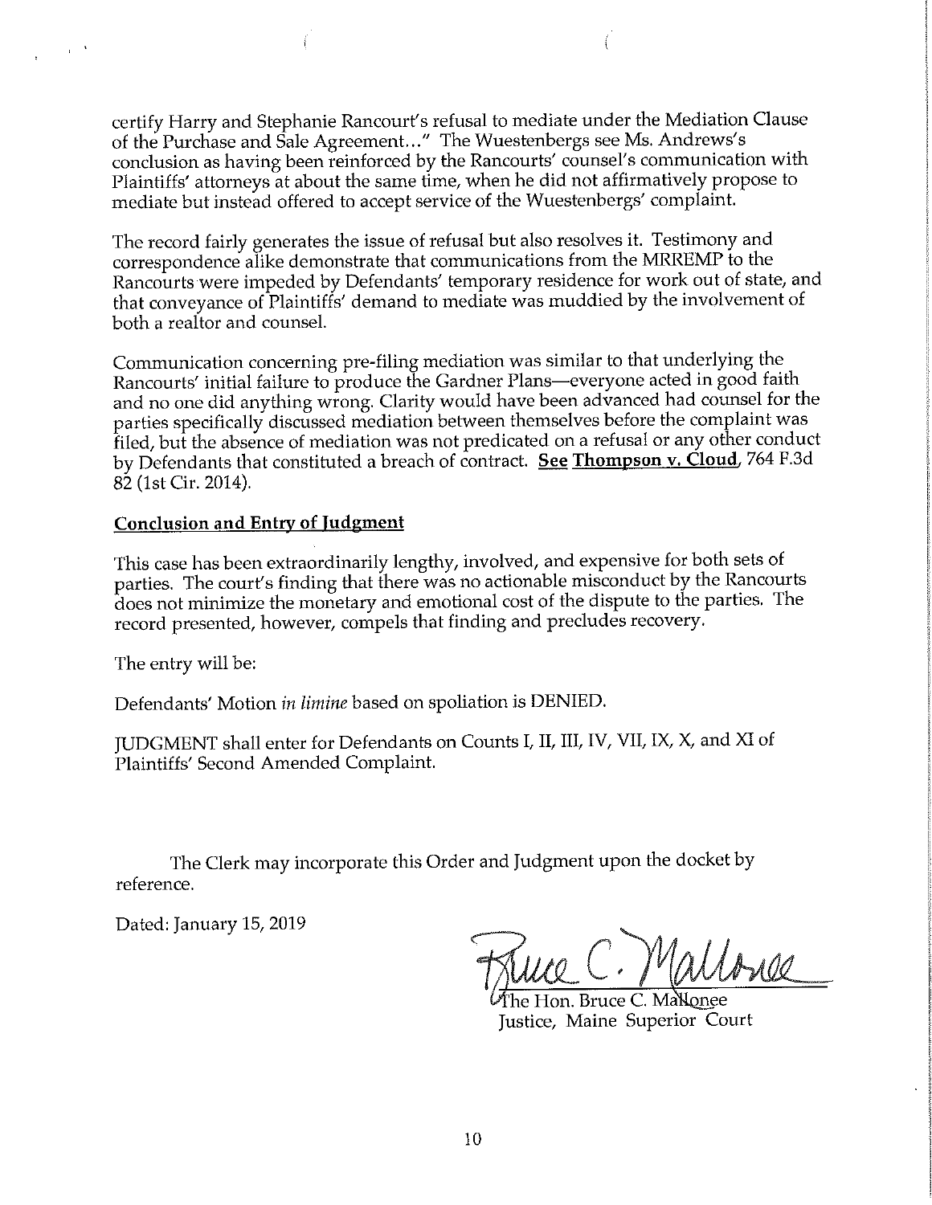certify Harry and Stephanie Rancourt's refusal to mediate under the Mediation Clause of the Purchase and Sale Agreement..." The Wuestenbergs see Ms. Andrews's conclusion as having been reinforced by the Rancourts' counsel's communication with Plaintiffs' attorneys at about the same time, when he did not affirmatively propose to mediate but instead offered to accept service of the Wuestenbergs' complaint.

The record fairly generates the issue of refusal but also resolves it. Testimony and correspondence alike demonstrate that communications from the MRREMP to the Rancourts were impeded by Defendants' temporary residence for work out of state, and that conveyance of Plaintiffs' demand to mediate was muddied by the involvement of both a realtor and counsel.

Communication concerning pre-filing mediation was similar to that underlying the Rancourts' initial failure to produce the Gardner Plans—everyone acted in good faith and no one did anything wrong. Clarity would have been advanced had counsel for the parties specifically discussed mediation between themselves before the complaint was filed, but the absence of mediation was not predicated on a refusal or any other conduct by Defendants that constituted a breach of contract. **See Thompson v. Cloud**, 764 F.3d 82 (1st Cir. 2014).

**Conclusion and Entry of Judgment**

This case has been extraordinarily lengthy, involved, and expensive for both sets of parties. The court's finding that there was no actionable misconduct by the Rancourts does not minimize the monetary and emotional cost of the dispute to the parties. The record presented, however, compels that finding and precludes recovery.

The entry will be:

Defendants' Motion *in limine* based on spoliation is DENIED.

JUDGMENT shall enter for Defendants on Counts I, II, III, IV, VII, IX, X, and XI of Plaintiffs' Second Amended Complaint.

The Clerk may incorporate this Order and Judgment upon the docket by reference.

Dated: January 15, 2019

The Hon. Bruce C. Mallonee
Justice, Maine Superior Court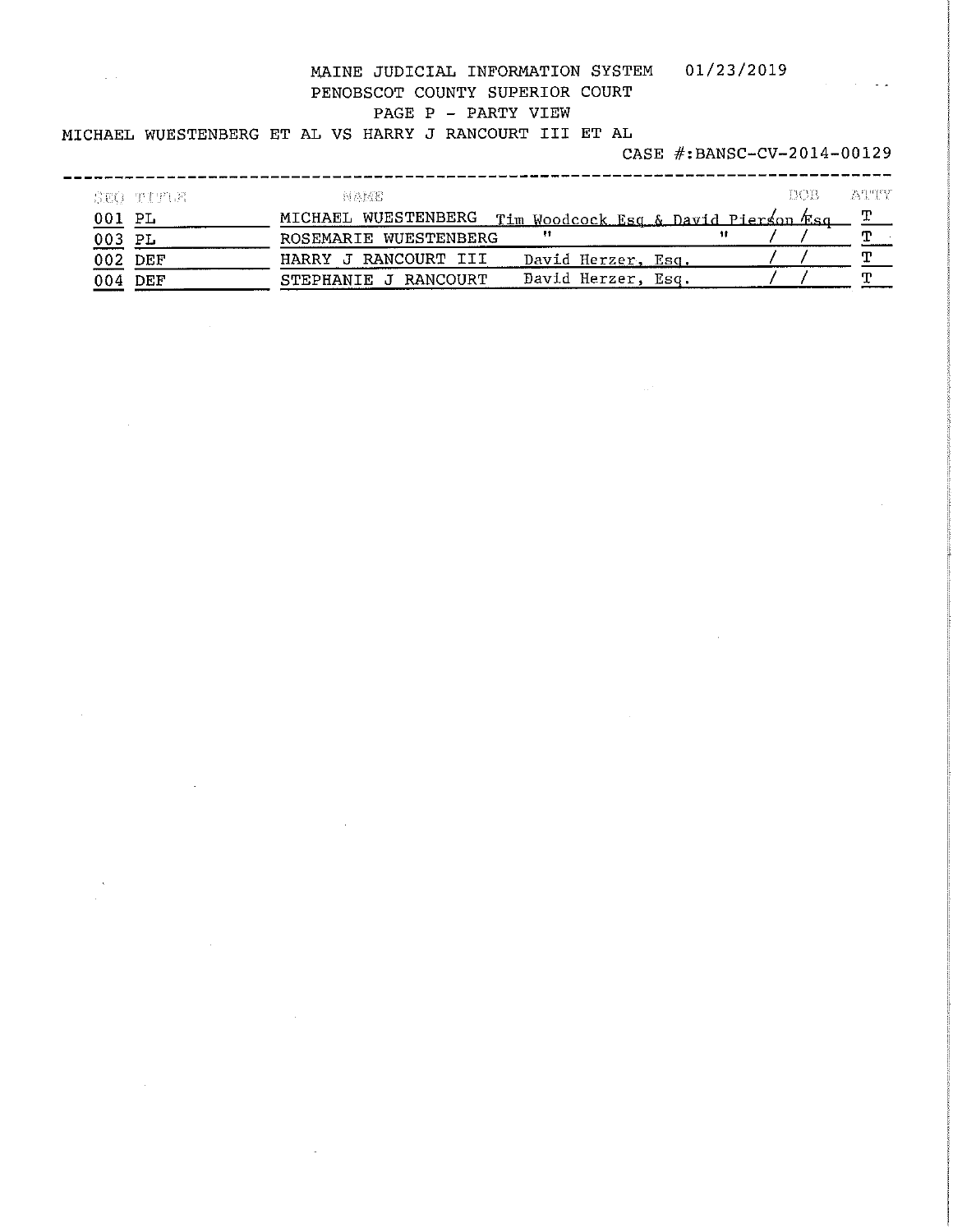MAINE JUDICIAL INFORMATION SYSTEM 01/23/2019

PENOBSCOT COUNTY SUPERIOR COURT

PAGE P - PARTY VIEW

MICHAEL WUESTENBERG ET AL VS HARRY J RANCOURT III ET AL

CASE #:BANSC-CV-2014-00129

| SEQ | TITLE | NAME | | DOB | ATTY |
|---|---|---|---|---|---|
| 001 | PL | MICHAEL WUESTENBERG | Tim Woodcock Esq & David Pierson Esq | | T |
| 003 | PL | ROSEMARIE WUESTENBERG | " " | / / | T |
| 002 | DEF | HARRY J RANCOURT III | David Herzer, Esq. | / / | T |
| 004 | DEF | STEPHANIE J RANCOURT | David Herzer, Esq. | / / | T |